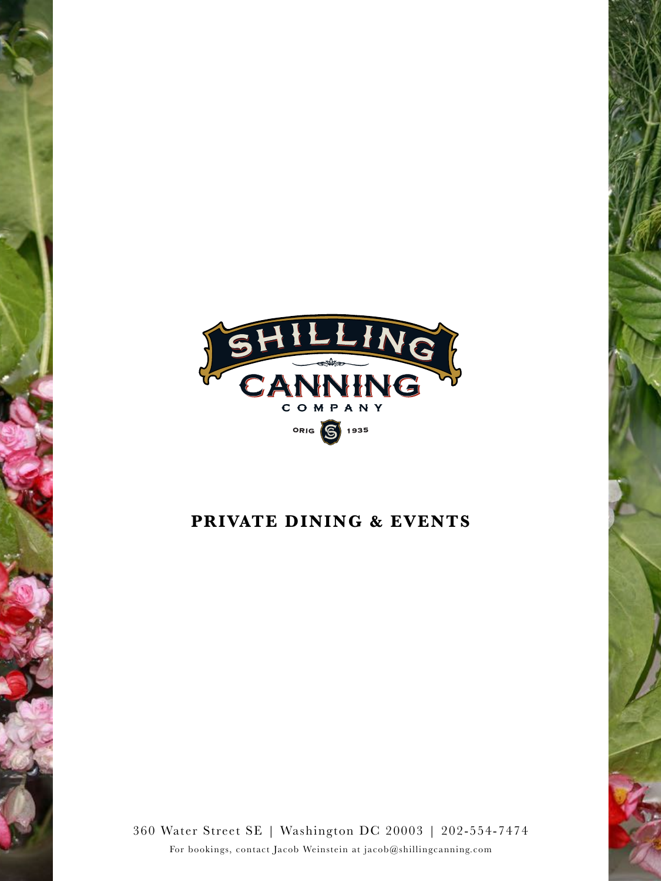# SHILLING CANNING COMPANY

ORIG 1935

## PRIVATE DINING & EVENTS

360 Water Street SE | Washington DC 20003 | 202-554-7474

For bookings, contact Jacob Weinstein at jacob@shillingcanning.com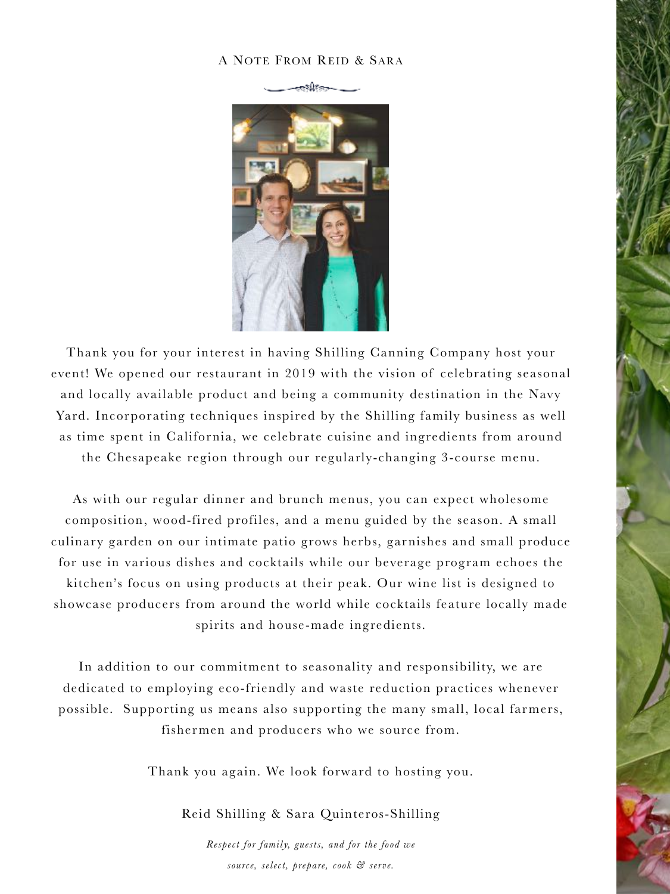## A Note From Reid & Sara

Thank you for your interest in having Shilling Canning Company host your event! We opened our restaurant in 2019 with the vision of celebrating seasonal and locally available product and being a community destination in the Navy Yard. Incorporating techniques inspired by the Shilling family business as well as time spent in California, we celebrate cuisine and ingredients from around the Chesapeake region through our regularly-changing 3-course menu.

As with our regular dinner and brunch menus, you can expect wholesome composition, wood-fired profiles, and a menu guided by the season. A small culinary garden on our intimate patio grows herbs, garnishes and small produce for use in various dishes and cocktails while our beverage program echoes the kitchen's focus on using products at their peak. Our wine list is designed to showcase producers from around the world while cocktails feature locally made spirits and house-made ingredients.

In addition to our commitment to seasonality and responsibility, we are dedicated to employing eco-friendly and waste reduction practices whenever possible. Supporting us means also supporting the many small, local farmers, fishermen and producers who we source from.

Thank you again. We look forward to hosting you.

Reid Shilling & Sara Quinteros-Shilling

*Respect for family, guests, and for the food we source, select, prepare, cook & serve.*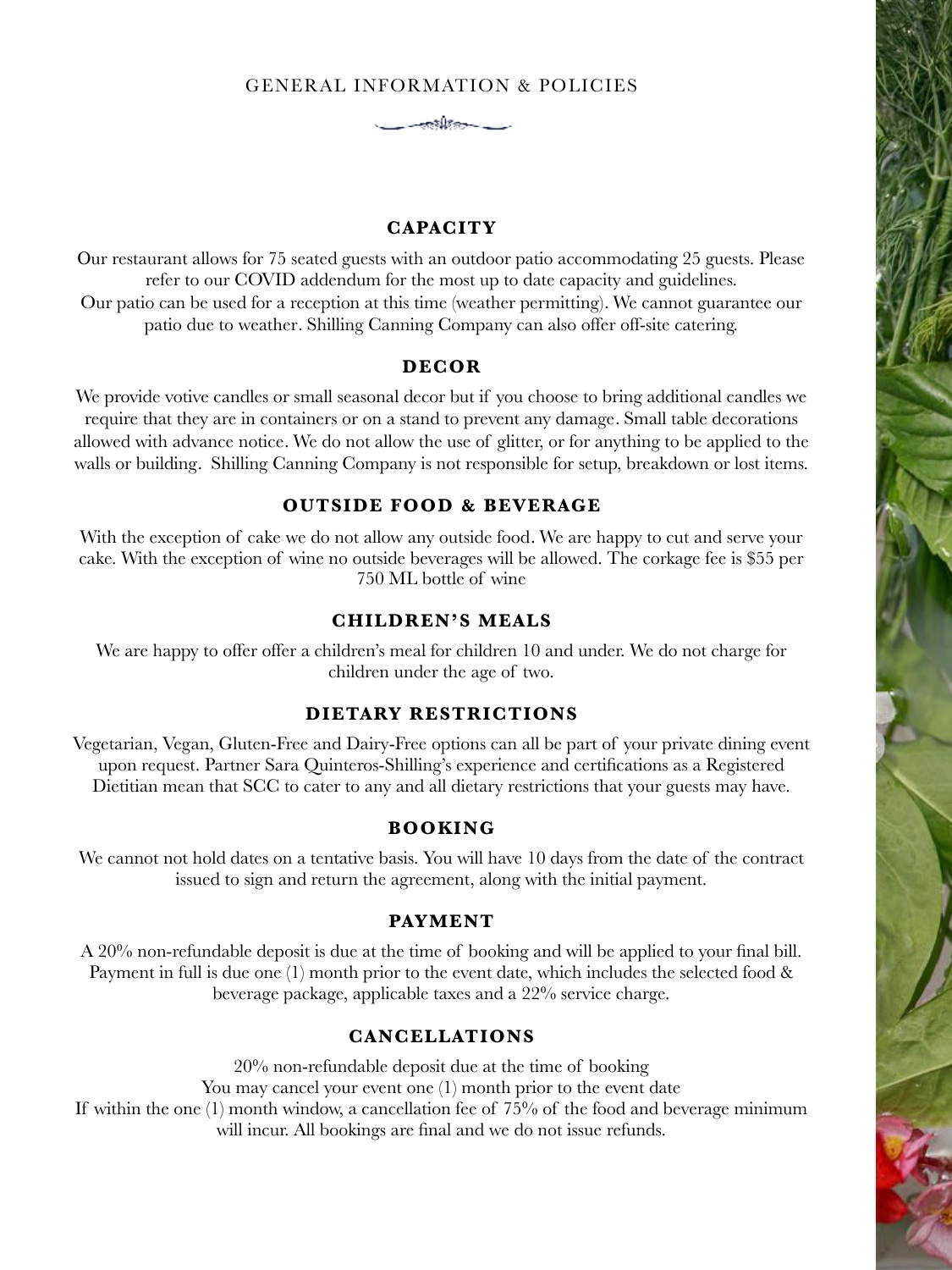# GENERAL INFORMATION & POLICIES

## CAPACITY

Our restaurant allows for 75 seated guests with an outdoor patio accommodating 25 guests. Please refer to our COVID addendum for the most up to date capacity and guidelines.
Our patio can be used for a reception at this time (weather permitting). We cannot guarantee our patio due to weather. Shilling Canning Company can also offer off-site catering.

## DECOR

We provide votive candles or small seasonal decor but if you choose to bring additional candles we require that they are in containers or on a stand to prevent any damage. Small table decorations allowed with advance notice. We do not allow the use of glitter, or for anything to be applied to the walls or building. Shilling Canning Company is not responsible for setup, breakdown or lost items.

## OUTSIDE FOOD & BEVERAGE

With the exception of cake we do not allow any outside food. We are happy to cut and serve your cake. With the exception of wine no outside beverages will be allowed. The corkage fee is $55 per 750 ML bottle of wine

## CHILDREN'S MEALS

We are happy to offer offer a children's meal for children 10 and under. We do not charge for children under the age of two.

## DIETARY RESTRICTIONS

Vegetarian, Vegan, Gluten-Free and Dairy-Free options can all be part of your private dining event upon request. Partner Sara Quinteros-Shilling's experience and certifications as a Registered Dietitian mean that SCC to cater to any and all dietary restrictions that your guests may have.

## BOOKING

We cannot not hold dates on a tentative basis. You will have 10 days from the date of the contract issued to sign and return the agreement, along with the initial payment.

## PAYMENT

A 20% non-refundable deposit is due at the time of booking and will be applied to your final bill. Payment in full is due one (1) month prior to the event date, which includes the selected food & beverage package, applicable taxes and a 22% service charge.

## CANCELLATIONS

20% non-refundable deposit due at the time of booking
You may cancel your event one (1) month prior to the event date
If within the one (1) month window, a cancellation fee of 75% of the food and beverage minimum will incur. All bookings are final and we do not issue refunds.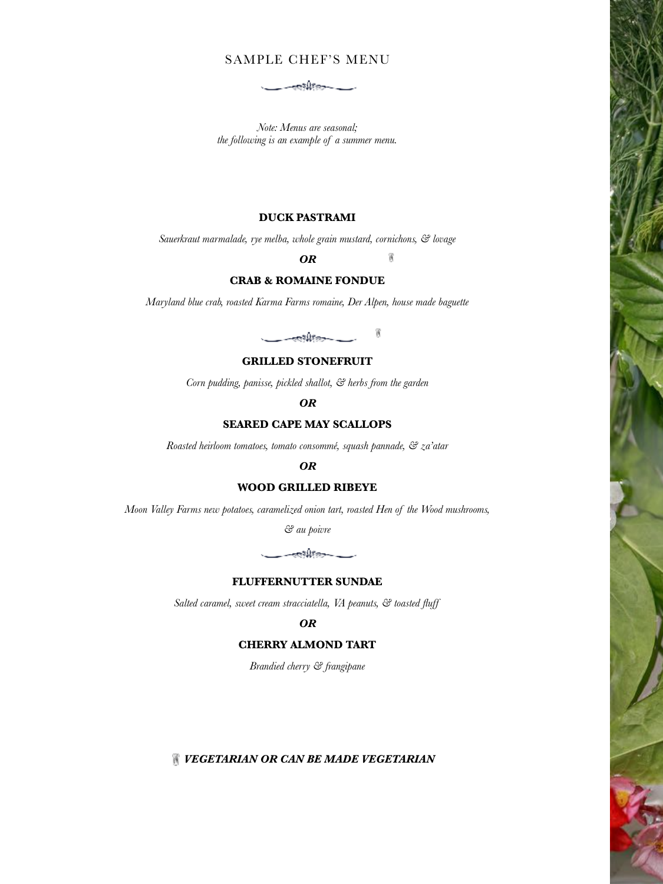# SAMPLE CHEF'S MENU

*Note: Menus are seasonal;*
*the following is an example of a summer menu.*

**DUCK PASTRAMI**

*Sauerkraut marmalade, rye melba, whole grain mustard, cornichons, & lovage*

***OR***

**CRAB & ROMAINE FONDUE**

*Maryland blue crab, roasted Karma Farms romaine, Der Alpen, house made baguette*

**GRILLED STONEFRUIT**

*Corn pudding, panisse, pickled shallot, & herbs from the garden*

***OR***

**SEARED CAPE MAY SCALLOPS**

*Roasted heirloom tomatoes, tomato consommé, squash pannade, & za'atar*

***OR***

**WOOD GRILLED RIBEYE**

*Moon Valley Farms new potatoes, caramelized onion tart, roasted Hen of the Wood mushrooms, & au poivre*

**FLUFFERNUTTER SUNDAE**

*Salted caramel, sweet cream stracciatella, VA peanuts, & toasted fluff*

***OR***

**CHERRY ALMOND TART**

*Brandied cherry & frangipane*

***VEGETARIAN OR CAN BE MADE VEGETARIAN***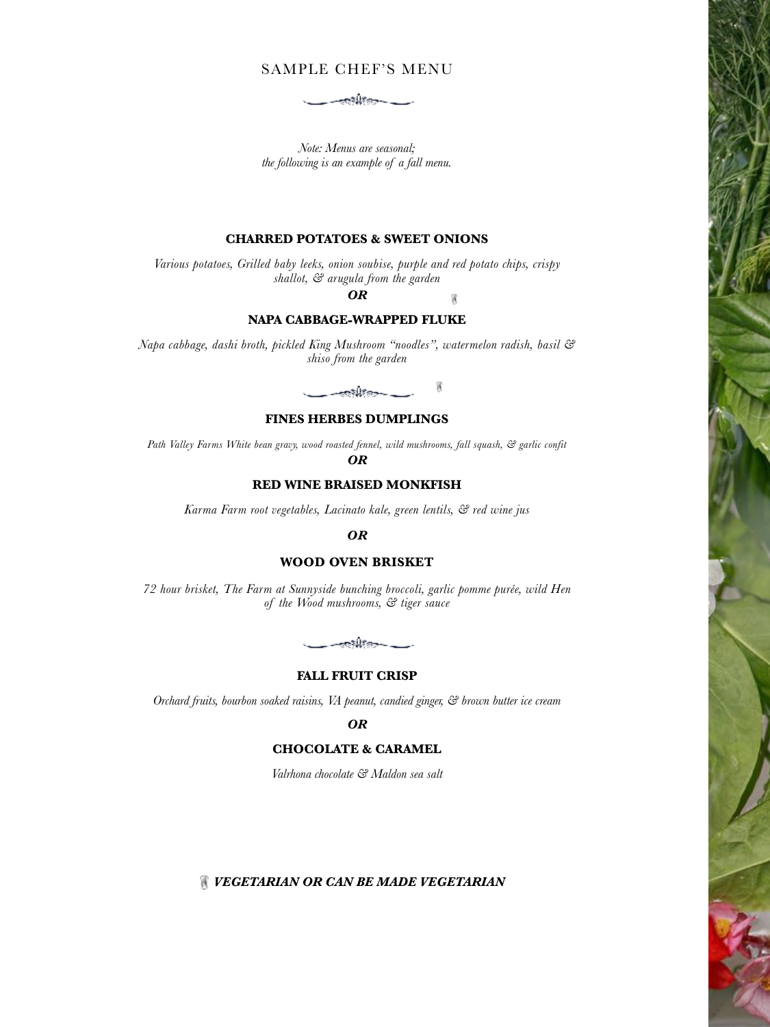# SAMPLE CHEF'S MENU

*Note: Menus are seasonal;*
*the following is an example of a fall menu.*

**CHARRED POTATOES & SWEET ONIONS**

*Various potatoes, Grilled baby leeks, onion soubise, purple and red potato chips, crispy shallot, & arugula from the garden*

***OR***

**NAPA CABBAGE-WRAPPED FLUKE**

*Napa cabbage, dashi broth, pickled King Mushroom "noodles", watermelon radish, basil & shiso from the garden*

**FINES HERBES DUMPLINGS**

*Path Valley Farms White bean gravy, wood roasted fennel, wild mushrooms, fall squash, & garlic confit*

***OR***

**RED WINE BRAISED MONKFISH**

*Karma Farm root vegetables, Lacinato kale, green lentils, & red wine jus*

***OR***

**WOOD OVEN BRISKET**

*72 hour brisket, The Farm at Sunnyside bunching broccoli, garlic pomme purée, wild Hen of the Wood mushrooms, & tiger sauce*

**FALL FRUIT CRISP**

*Orchard fruits, bourbon soaked raisins, VA peanut, candied ginger, & brown butter ice cream*

***OR***

**CHOCOLATE & CARAMEL**

*Valrhona chocolate & Maldon sea salt*

***VEGETARIAN OR CAN BE MADE VEGETARIAN***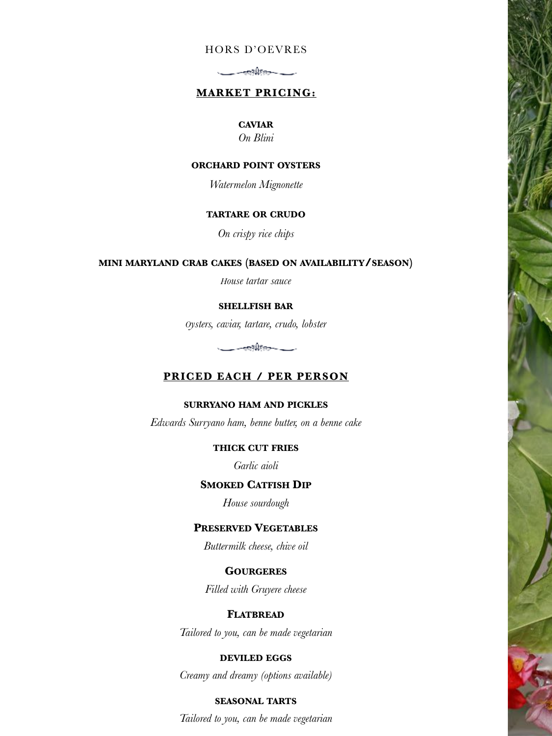# HORS D'OEVRES

## MARKET PRICING:

**CAVIAR**

*On Blini*

**ORCHARD POINT OYSTERS**

*Watermelon Mignonette*

**TARTARE OR CRUDO**

*On crispy rice chips*

**MINI MARYLAND CRAB CAKES (BASED ON AVAILABILITY/SEASON)**

*House tartar sauce*

**SHELLFISH BAR**

*Oysters, caviar, tartare, crudo, lobster*

## PRICED EACH / PER PERSON

**SURRYANO HAM AND PICKLES**

*Edwards Surryano ham, benne butter, on a benne cake*

**THICK CUT FRIES**

*Garlic aioli*

**SMOKED CATFISH DIP**

*House sourdough*

**PRESERVED VEGETABLES**

*Buttermilk cheese, chive oil*

**GOURGERES**

*Filled with Gruyere cheese*

**FLATBREAD**

*Tailored to you, can be made vegetarian*

**DEVILED EGGS**

*Creamy and dreamy (options available)*

**SEASONAL TARTS**

*Tailored to you, can be made vegetarian*